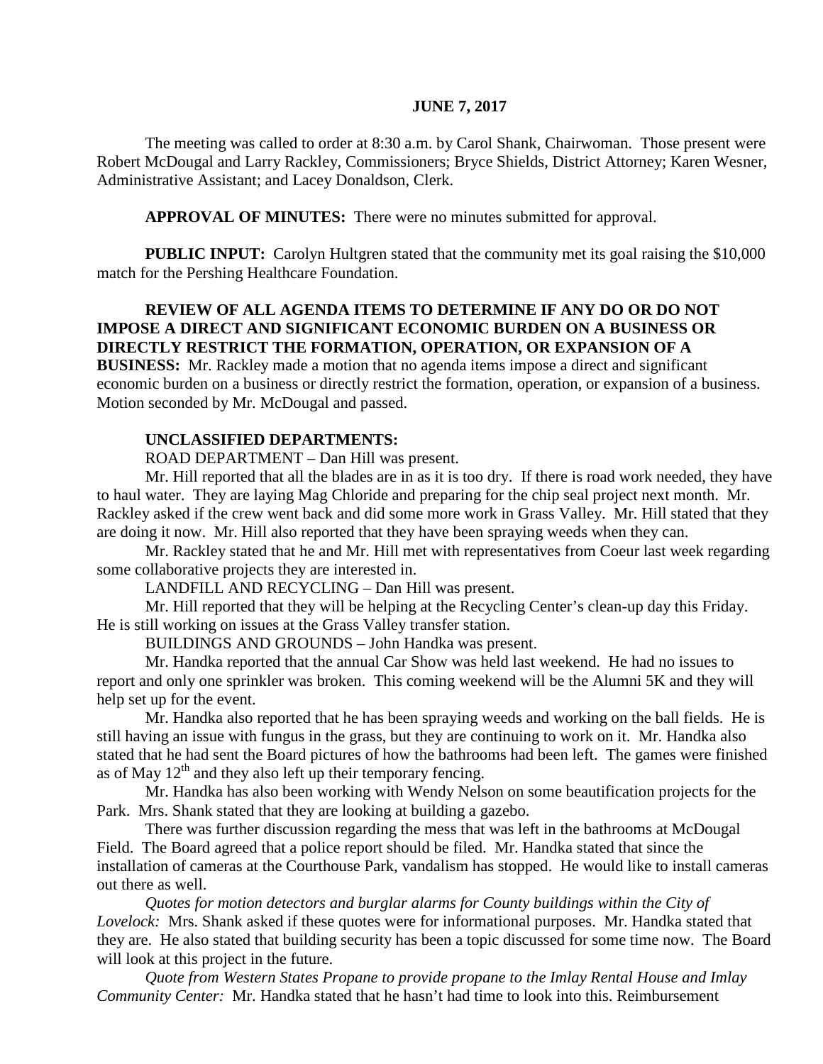**JUNE 7, 2017**

The meeting was called to order at 8:30 a.m. by Carol Shank, Chairwoman. Those present were Robert McDougal and Larry Rackley, Commissioners; Bryce Shields, District Attorney; Karen Wesner, Administrative Assistant; and Lacey Donaldson, Clerk.

**APPROVAL OF MINUTES:** There were no minutes submitted for approval.

**PUBLIC INPUT:** Carolyn Hultgren stated that the community met its goal raising the $10,000 match for the Pershing Healthcare Foundation.

**REVIEW OF ALL AGENDA ITEMS TO DETERMINE IF ANY DO OR DO NOT IMPOSE A DIRECT AND SIGNIFICANT ECONOMIC BURDEN ON A BUSINESS OR DIRECTLY RESTRICT THE FORMATION, OPERATION, OR EXPANSION OF A BUSINESS:** Mr. Rackley made a motion that no agenda items impose a direct and significant economic burden on a business or directly restrict the formation, operation, or expansion of a business. Motion seconded by Mr. McDougal and passed.

**UNCLASSIFIED DEPARTMENTS:**

ROAD DEPARTMENT – Dan Hill was present.

Mr. Hill reported that all the blades are in as it is too dry. If there is road work needed, they have to haul water. They are laying Mag Chloride and preparing for the chip seal project next month. Mr. Rackley asked if the crew went back and did some more work in Grass Valley. Mr. Hill stated that they are doing it now. Mr. Hill also reported that they have been spraying weeds when they can.

Mr. Rackley stated that he and Mr. Hill met with representatives from Coeur last week regarding some collaborative projects they are interested in.

LANDFILL AND RECYCLING – Dan Hill was present.

Mr. Hill reported that they will be helping at the Recycling Center's clean-up day this Friday. He is still working on issues at the Grass Valley transfer station.

BUILDINGS AND GROUNDS – John Handka was present.

Mr. Handka reported that the annual Car Show was held last weekend. He had no issues to report and only one sprinkler was broken. This coming weekend will be the Alumni 5K and they will help set up for the event.

Mr. Handka also reported that he has been spraying weeds and working on the ball fields. He is still having an issue with fungus in the grass, but they are continuing to work on it. Mr. Handka also stated that he had sent the Board pictures of how the bathrooms had been left. The games were finished as of May 12th and they also left up their temporary fencing.

Mr. Handka has also been working with Wendy Nelson on some beautification projects for the Park. Mrs. Shank stated that they are looking at building a gazebo.

There was further discussion regarding the mess that was left in the bathrooms at McDougal Field. The Board agreed that a police report should be filed. Mr. Handka stated that since the installation of cameras at the Courthouse Park, vandalism has stopped. He would like to install cameras out there as well.

*Quotes for motion detectors and burglar alarms for County buildings within the City of Lovelock:* Mrs. Shank asked if these quotes were for informational purposes. Mr. Handka stated that they are. He also stated that building security has been a topic discussed for some time now. The Board will look at this project in the future.

*Quote from Western States Propane to provide propane to the Imlay Rental House and Imlay Community Center:* Mr. Handka stated that he hasn't had time to look into this. Reimbursement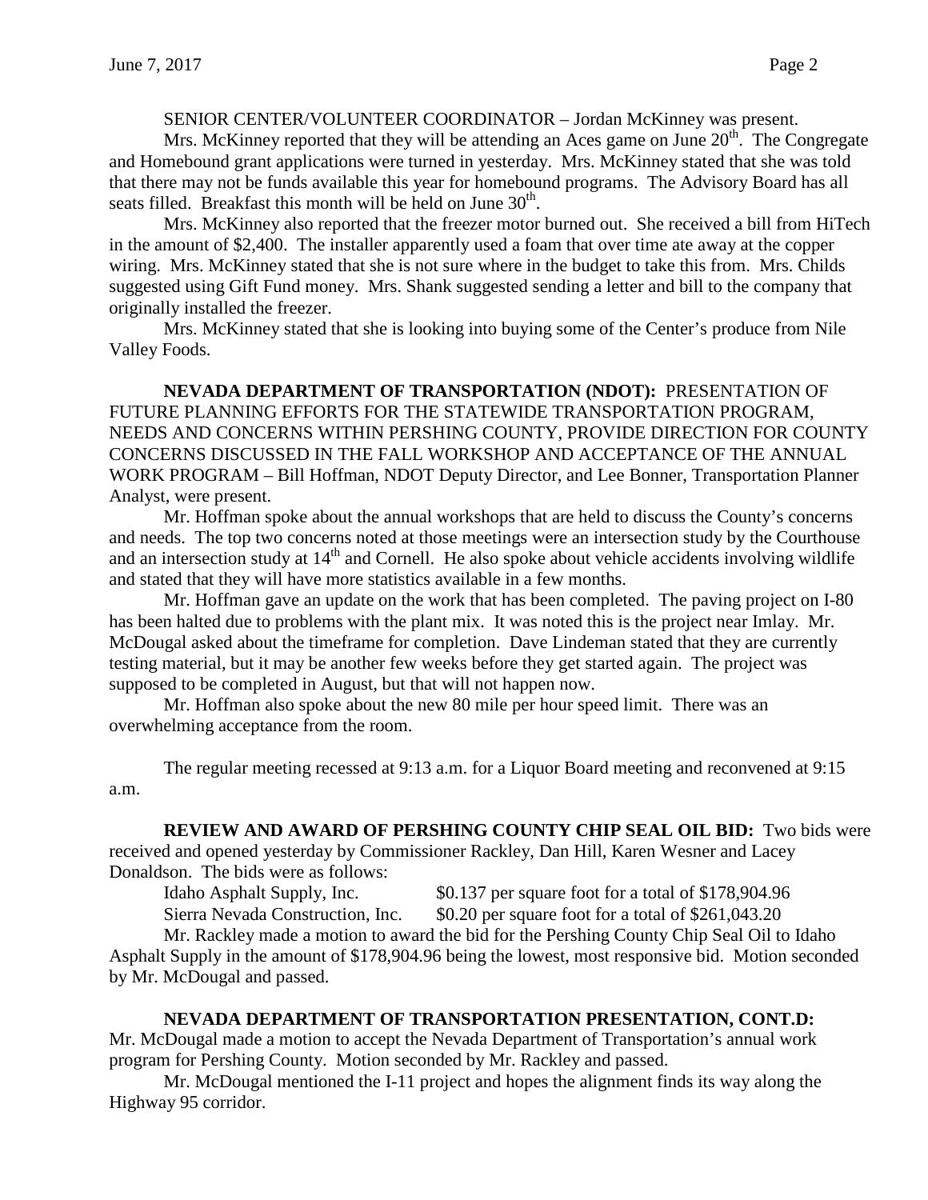SENIOR CENTER/VOLUNTEER COORDINATOR – Jordan McKinney was present.

Mrs. McKinney reported that they will be attending an Aces game on June 20th. The Congregate and Homebound grant applications were turned in yesterday. Mrs. McKinney stated that she was told that there may not be funds available this year for homebound programs. The Advisory Board has all seats filled. Breakfast this month will be held on June 30th.

Mrs. McKinney also reported that the freezer motor burned out. She received a bill from HiTech in the amount of $2,400. The installer apparently used a foam that over time ate away at the copper wiring. Mrs. McKinney stated that she is not sure where in the budget to take this from. Mrs. Childs suggested using Gift Fund money. Mrs. Shank suggested sending a letter and bill to the company that originally installed the freezer.

Mrs. McKinney stated that she is looking into buying some of the Center's produce from Nile Valley Foods.

**NEVADA DEPARTMENT OF TRANSPORTATION (NDOT):** PRESENTATION OF FUTURE PLANNING EFFORTS FOR THE STATEWIDE TRANSPORTATION PROGRAM, NEEDS AND CONCERNS WITHIN PERSHING COUNTY, PROVIDE DIRECTION FOR COUNTY CONCERNS DISCUSSED IN THE FALL WORKSHOP AND ACCEPTANCE OF THE ANNUAL WORK PROGRAM – Bill Hoffman, NDOT Deputy Director, and Lee Bonner, Transportation Planner Analyst, were present.

Mr. Hoffman spoke about the annual workshops that are held to discuss the County's concerns and needs. The top two concerns noted at those meetings were an intersection study by the Courthouse and an intersection study at 14th and Cornell. He also spoke about vehicle accidents involving wildlife and stated that they will have more statistics available in a few months.

Mr. Hoffman gave an update on the work that has been completed. The paving project on I-80 has been halted due to problems with the plant mix. It was noted this is the project near Imlay. Mr. McDougal asked about the timeframe for completion. Dave Lindeman stated that they are currently testing material, but it may be another few weeks before they get started again. The project was supposed to be completed in August, but that will not happen now.

Mr. Hoffman also spoke about the new 80 mile per hour speed limit. There was an overwhelming acceptance from the room.

The regular meeting recessed at 9:13 a.m. for a Liquor Board meeting and reconvened at 9:15 a.m.

**REVIEW AND AWARD OF PERSHING COUNTY CHIP SEAL OIL BID:** Two bids were received and opened yesterday by Commissioner Rackley, Dan Hill, Karen Wesner and Lacey Donaldson. The bids were as follows:

Idaho Asphalt Supply, Inc. $0.137 per square foot for a total of $178,904.96

Sierra Nevada Construction, Inc. $0.20 per square foot for a total of $261,043.20

Mr. Rackley made a motion to award the bid for the Pershing County Chip Seal Oil to Idaho Asphalt Supply in the amount of $178,904.96 being the lowest, most responsive bid. Motion seconded by Mr. McDougal and passed.

**NEVADA DEPARTMENT OF TRANSPORTATION PRESENTATION, CONT.D:** Mr. McDougal made a motion to accept the Nevada Department of Transportation's annual work program for Pershing County. Motion seconded by Mr. Rackley and passed.

Mr. McDougal mentioned the I-11 project and hopes the alignment finds its way along the Highway 95 corridor.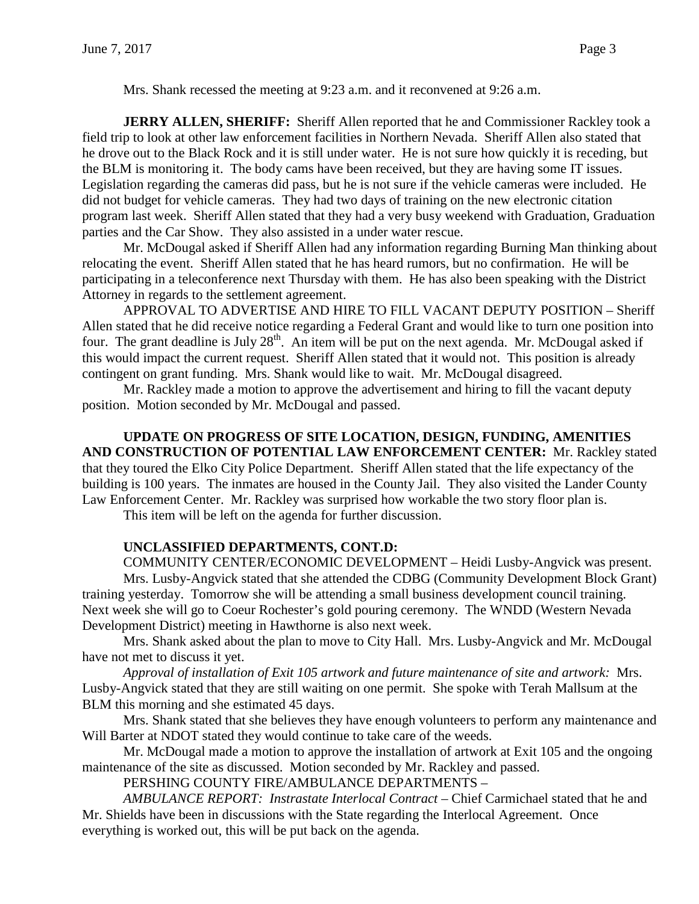Mrs. Shank recessed the meeting at 9:23 a.m. and it reconvened at 9:26 a.m.

**JERRY ALLEN, SHERIFF:** Sheriff Allen reported that he and Commissioner Rackley took a field trip to look at other law enforcement facilities in Northern Nevada. Sheriff Allen also stated that he drove out to the Black Rock and it is still under water. He is not sure how quickly it is receding, but the BLM is monitoring it. The body cams have been received, but they are having some IT issues. Legislation regarding the cameras did pass, but he is not sure if the vehicle cameras were included. He did not budget for vehicle cameras. They had two days of training on the new electronic citation program last week. Sheriff Allen stated that they had a very busy weekend with Graduation, Graduation parties and the Car Show. They also assisted in a under water rescue.

Mr. McDougal asked if Sheriff Allen had any information regarding Burning Man thinking about relocating the event. Sheriff Allen stated that he has heard rumors, but no confirmation. He will be participating in a teleconference next Thursday with them. He has also been speaking with the District Attorney in regards to the settlement agreement.

APPROVAL TO ADVERTISE AND HIRE TO FILL VACANT DEPUTY POSITION – Sheriff Allen stated that he did receive notice regarding a Federal Grant and would like to turn one position into four. The grant deadline is July 28th. An item will be put on the next agenda. Mr. McDougal asked if this would impact the current request. Sheriff Allen stated that it would not. This position is already contingent on grant funding. Mrs. Shank would like to wait. Mr. McDougal disagreed.

Mr. Rackley made a motion to approve the advertisement and hiring to fill the vacant deputy position. Motion seconded by Mr. McDougal and passed.

**UPDATE ON PROGRESS OF SITE LOCATION, DESIGN, FUNDING, AMENITIES AND CONSTRUCTION OF POTENTIAL LAW ENFORCEMENT CENTER:** Mr. Rackley stated that they toured the Elko City Police Department. Sheriff Allen stated that the life expectancy of the building is 100 years. The inmates are housed in the County Jail. They also visited the Lander County Law Enforcement Center. Mr. Rackley was surprised how workable the two story floor plan is.

This item will be left on the agenda for further discussion.

**UNCLASSIFIED DEPARTMENTS, CONT.D:**

COMMUNITY CENTER/ECONOMIC DEVELOPMENT – Heidi Lusby-Angvick was present.

Mrs. Lusby-Angvick stated that she attended the CDBG (Community Development Block Grant) training yesterday. Tomorrow she will be attending a small business development council training. Next week she will go to Coeur Rochester's gold pouring ceremony. The WNDD (Western Nevada Development District) meeting in Hawthorne is also next week.

Mrs. Shank asked about the plan to move to City Hall. Mrs. Lusby-Angvick and Mr. McDougal have not met to discuss it yet.

*Approval of installation of Exit 105 artwork and future maintenance of site and artwork:* Mrs. Lusby-Angvick stated that they are still waiting on one permit. She spoke with Terah Mallsum at the BLM this morning and she estimated 45 days.

Mrs. Shank stated that she believes they have enough volunteers to perform any maintenance and Will Barter at NDOT stated they would continue to take care of the weeds.

Mr. McDougal made a motion to approve the installation of artwork at Exit 105 and the ongoing maintenance of the site as discussed. Motion seconded by Mr. Rackley and passed.

PERSHING COUNTY FIRE/AMBULANCE DEPARTMENTS –

*AMBULANCE REPORT: Instrastate Interlocal Contract* – Chief Carmichael stated that he and Mr. Shields have been in discussions with the State regarding the Interlocal Agreement. Once everything is worked out, this will be put back on the agenda.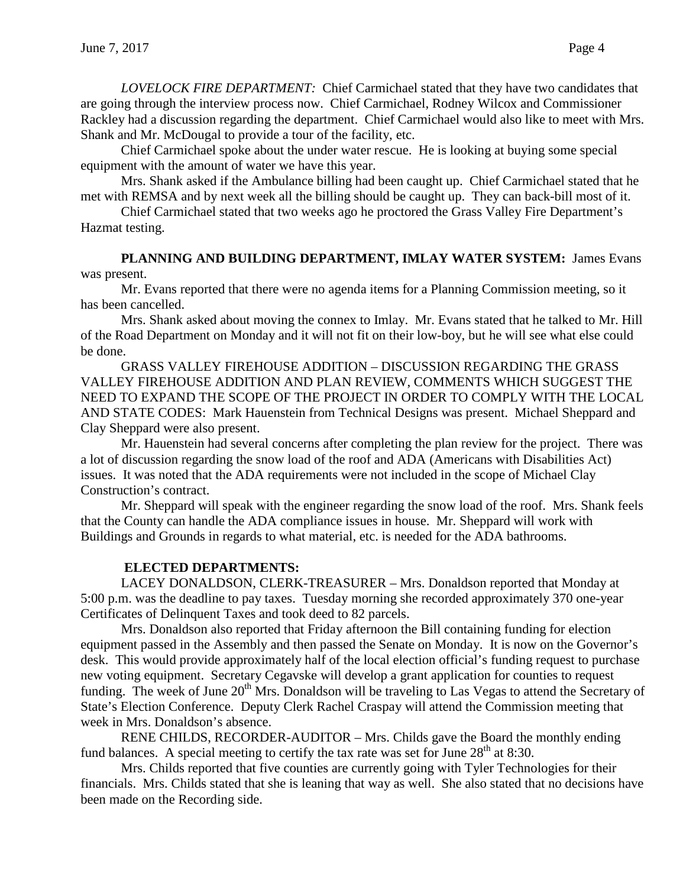*LOVELOCK FIRE DEPARTMENT:* Chief Carmichael stated that they have two candidates that are going through the interview process now. Chief Carmichael, Rodney Wilcox and Commissioner Rackley had a discussion regarding the department. Chief Carmichael would also like to meet with Mrs. Shank and Mr. McDougal to provide a tour of the facility, etc.

Chief Carmichael spoke about the under water rescue. He is looking at buying some special equipment with the amount of water we have this year.

Mrs. Shank asked if the Ambulance billing had been caught up. Chief Carmichael stated that he met with REMSA and by next week all the billing should be caught up. They can back-bill most of it.

Chief Carmichael stated that two weeks ago he proctored the Grass Valley Fire Department's Hazmat testing.

**PLANNING AND BUILDING DEPARTMENT, IMLAY WATER SYSTEM:** James Evans was present.

Mr. Evans reported that there were no agenda items for a Planning Commission meeting, so it has been cancelled.

Mrs. Shank asked about moving the connex to Imlay. Mr. Evans stated that he talked to Mr. Hill of the Road Department on Monday and it will not fit on their low-boy, but he will see what else could be done.

GRASS VALLEY FIREHOUSE ADDITION – DISCUSSION REGARDING THE GRASS VALLEY FIREHOUSE ADDITION AND PLAN REVIEW, COMMENTS WHICH SUGGEST THE NEED TO EXPAND THE SCOPE OF THE PROJECT IN ORDER TO COMPLY WITH THE LOCAL AND STATE CODES: Mark Hauenstein from Technical Designs was present. Michael Sheppard and Clay Sheppard were also present.

Mr. Hauenstein had several concerns after completing the plan review for the project. There was a lot of discussion regarding the snow load of the roof and ADA (Americans with Disabilities Act) issues. It was noted that the ADA requirements were not included in the scope of Michael Clay Construction's contract.

Mr. Sheppard will speak with the engineer regarding the snow load of the roof. Mrs. Shank feels that the County can handle the ADA compliance issues in house. Mr. Sheppard will work with Buildings and Grounds in regards to what material, etc. is needed for the ADA bathrooms.

**ELECTED DEPARTMENTS:**

LACEY DONALDSON, CLERK-TREASURER – Mrs. Donaldson reported that Monday at 5:00 p.m. was the deadline to pay taxes. Tuesday morning she recorded approximately 370 one-year Certificates of Delinquent Taxes and took deed to 82 parcels.

Mrs. Donaldson also reported that Friday afternoon the Bill containing funding for election equipment passed in the Assembly and then passed the Senate on Monday. It is now on the Governor's desk. This would provide approximately half of the local election official's funding request to purchase new voting equipment. Secretary Cegavske will develop a grant application for counties to request funding. The week of June 20th Mrs. Donaldson will be traveling to Las Vegas to attend the Secretary of State's Election Conference. Deputy Clerk Rachel Craspay will attend the Commission meeting that week in Mrs. Donaldson's absence.

RENE CHILDS, RECORDER-AUDITOR – Mrs. Childs gave the Board the monthly ending fund balances. A special meeting to certify the tax rate was set for June 28th at 8:30.

Mrs. Childs reported that five counties are currently going with Tyler Technologies for their financials. Mrs. Childs stated that she is leaning that way as well. She also stated that no decisions have been made on the Recording side.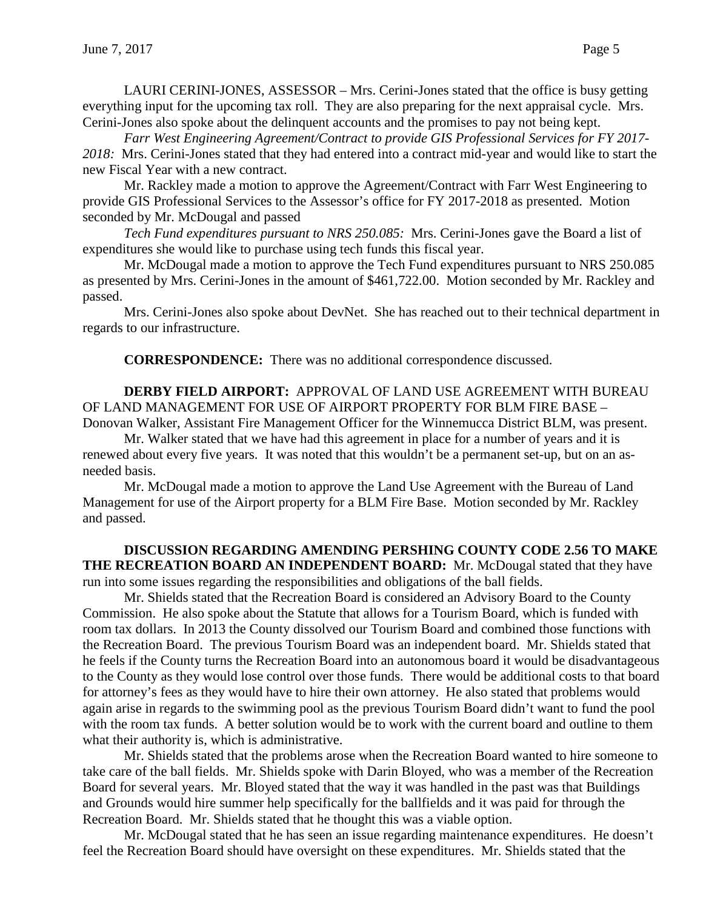LAURI CERINI-JONES, ASSESSOR – Mrs. Cerini-Jones stated that the office is busy getting everything input for the upcoming tax roll. They are also preparing for the next appraisal cycle. Mrs. Cerini-Jones also spoke about the delinquent accounts and the promises to pay not being kept.

*Farr West Engineering Agreement/Contract to provide GIS Professional Services for FY 2017-2018:* Mrs. Cerini-Jones stated that they had entered into a contract mid-year and would like to start the new Fiscal Year with a new contract.

Mr. Rackley made a motion to approve the Agreement/Contract with Farr West Engineering to provide GIS Professional Services to the Assessor's office for FY 2017-2018 as presented. Motion seconded by Mr. McDougal and passed

*Tech Fund expenditures pursuant to NRS 250.085:* Mrs. Cerini-Jones gave the Board a list of expenditures she would like to purchase using tech funds this fiscal year.

Mr. McDougal made a motion to approve the Tech Fund expenditures pursuant to NRS 250.085 as presented by Mrs. Cerini-Jones in the amount of $461,722.00. Motion seconded by Mr. Rackley and passed.

Mrs. Cerini-Jones also spoke about DevNet. She has reached out to their technical department in regards to our infrastructure.

**CORRESPONDENCE:** There was no additional correspondence discussed.

**DERBY FIELD AIRPORT:** APPROVAL OF LAND USE AGREEMENT WITH BUREAU OF LAND MANAGEMENT FOR USE OF AIRPORT PROPERTY FOR BLM FIRE BASE – Donovan Walker, Assistant Fire Management Officer for the Winnemucca District BLM, was present.

Mr. Walker stated that we have had this agreement in place for a number of years and it is renewed about every five years. It was noted that this wouldn't be a permanent set-up, but on an as-needed basis.

Mr. McDougal made a motion to approve the Land Use Agreement with the Bureau of Land Management for use of the Airport property for a BLM Fire Base. Motion seconded by Mr. Rackley and passed.

**DISCUSSION REGARDING AMENDING PERSHING COUNTY CODE 2.56 TO MAKE THE RECREATION BOARD AN INDEPENDENT BOARD:** Mr. McDougal stated that they have run into some issues regarding the responsibilities and obligations of the ball fields.

Mr. Shields stated that the Recreation Board is considered an Advisory Board to the County Commission. He also spoke about the Statute that allows for a Tourism Board, which is funded with room tax dollars. In 2013 the County dissolved our Tourism Board and combined those functions with the Recreation Board. The previous Tourism Board was an independent board. Mr. Shields stated that he feels if the County turns the Recreation Board into an autonomous board it would be disadvantageous to the County as they would lose control over those funds. There would be additional costs to that board for attorney's fees as they would have to hire their own attorney. He also stated that problems would again arise in regards to the swimming pool as the previous Tourism Board didn't want to fund the pool with the room tax funds. A better solution would be to work with the current board and outline to them what their authority is, which is administrative.

Mr. Shields stated that the problems arose when the Recreation Board wanted to hire someone to take care of the ball fields. Mr. Shields spoke with Darin Bloyed, who was a member of the Recreation Board for several years. Mr. Bloyed stated that the way it was handled in the past was that Buildings and Grounds would hire summer help specifically for the ballfields and it was paid for through the Recreation Board. Mr. Shields stated that he thought this was a viable option.

Mr. McDougal stated that he has seen an issue regarding maintenance expenditures. He doesn't feel the Recreation Board should have oversight on these expenditures. Mr. Shields stated that the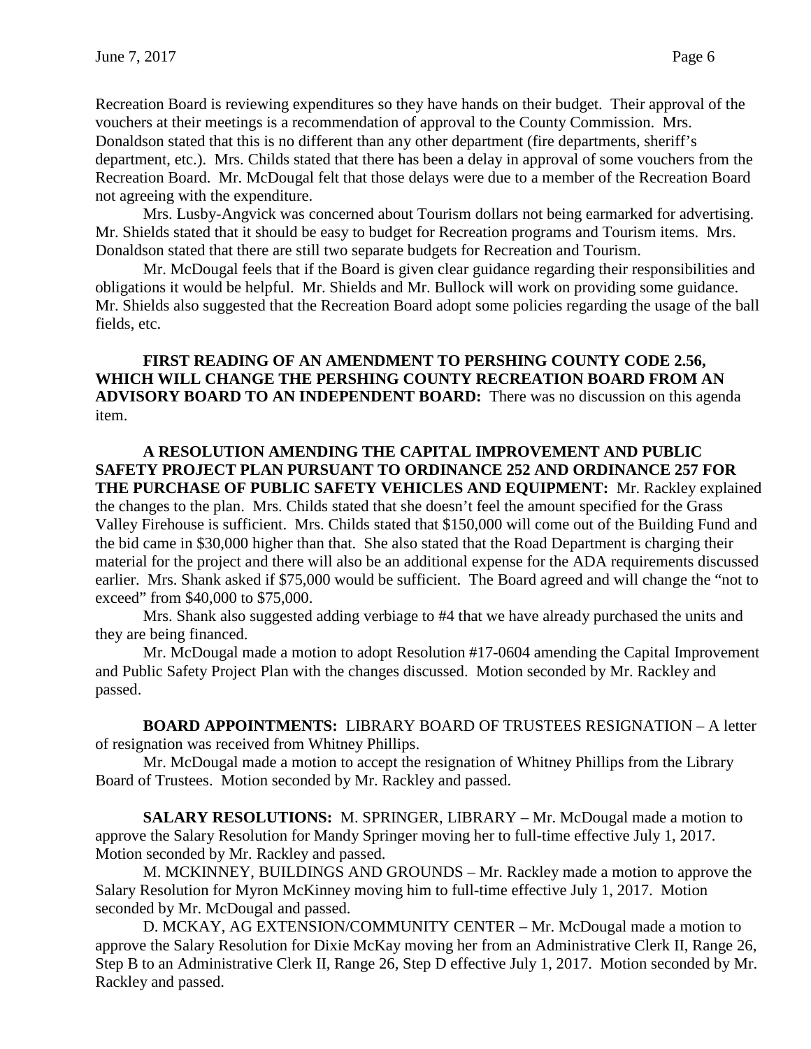Recreation Board is reviewing expenditures so they have hands on their budget. Their approval of the vouchers at their meetings is a recommendation of approval to the County Commission. Mrs. Donaldson stated that this is no different than any other department (fire departments, sheriff's department, etc.). Mrs. Childs stated that there has been a delay in approval of some vouchers from the Recreation Board. Mr. McDougal felt that those delays were due to a member of the Recreation Board not agreeing with the expenditure.

Mrs. Lusby-Angvick was concerned about Tourism dollars not being earmarked for advertising. Mr. Shields stated that it should be easy to budget for Recreation programs and Tourism items. Mrs. Donaldson stated that there are still two separate budgets for Recreation and Tourism.

Mr. McDougal feels that if the Board is given clear guidance regarding their responsibilities and obligations it would be helpful. Mr. Shields and Mr. Bullock will work on providing some guidance. Mr. Shields also suggested that the Recreation Board adopt some policies regarding the usage of the ball fields, etc.

**FIRST READING OF AN AMENDMENT TO PERSHING COUNTY CODE 2.56, WHICH WILL CHANGE THE PERSHING COUNTY RECREATION BOARD FROM AN ADVISORY BOARD TO AN INDEPENDENT BOARD:** There was no discussion on this agenda item.

**A RESOLUTION AMENDING THE CAPITAL IMPROVEMENT AND PUBLIC SAFETY PROJECT PLAN PURSUANT TO ORDINANCE 252 AND ORDINANCE 257 FOR THE PURCHASE OF PUBLIC SAFETY VEHICLES AND EQUIPMENT:** Mr. Rackley explained the changes to the plan. Mrs. Childs stated that she doesn't feel the amount specified for the Grass Valley Firehouse is sufficient. Mrs. Childs stated that $150,000 will come out of the Building Fund and the bid came in $30,000 higher than that. She also stated that the Road Department is charging their material for the project and there will also be an additional expense for the ADA requirements discussed earlier. Mrs. Shank asked if $75,000 would be sufficient. The Board agreed and will change the "not to exceed" from $40,000 to $75,000.

Mrs. Shank also suggested adding verbiage to #4 that we have already purchased the units and they are being financed.

Mr. McDougal made a motion to adopt Resolution #17-0604 amending the Capital Improvement and Public Safety Project Plan with the changes discussed. Motion seconded by Mr. Rackley and passed.

**BOARD APPOINTMENTS:** LIBRARY BOARD OF TRUSTEES RESIGNATION – A letter of resignation was received from Whitney Phillips.

Mr. McDougal made a motion to accept the resignation of Whitney Phillips from the Library Board of Trustees. Motion seconded by Mr. Rackley and passed.

**SALARY RESOLUTIONS:** M. SPRINGER, LIBRARY – Mr. McDougal made a motion to approve the Salary Resolution for Mandy Springer moving her to full-time effective July 1, 2017. Motion seconded by Mr. Rackley and passed.

M. MCKINNEY, BUILDINGS AND GROUNDS – Mr. Rackley made a motion to approve the Salary Resolution for Myron McKinney moving him to full-time effective July 1, 2017. Motion seconded by Mr. McDougal and passed.

D. MCKAY, AG EXTENSION/COMMUNITY CENTER – Mr. McDougal made a motion to approve the Salary Resolution for Dixie McKay moving her from an Administrative Clerk II, Range 26, Step B to an Administrative Clerk II, Range 26, Step D effective July 1, 2017. Motion seconded by Mr. Rackley and passed.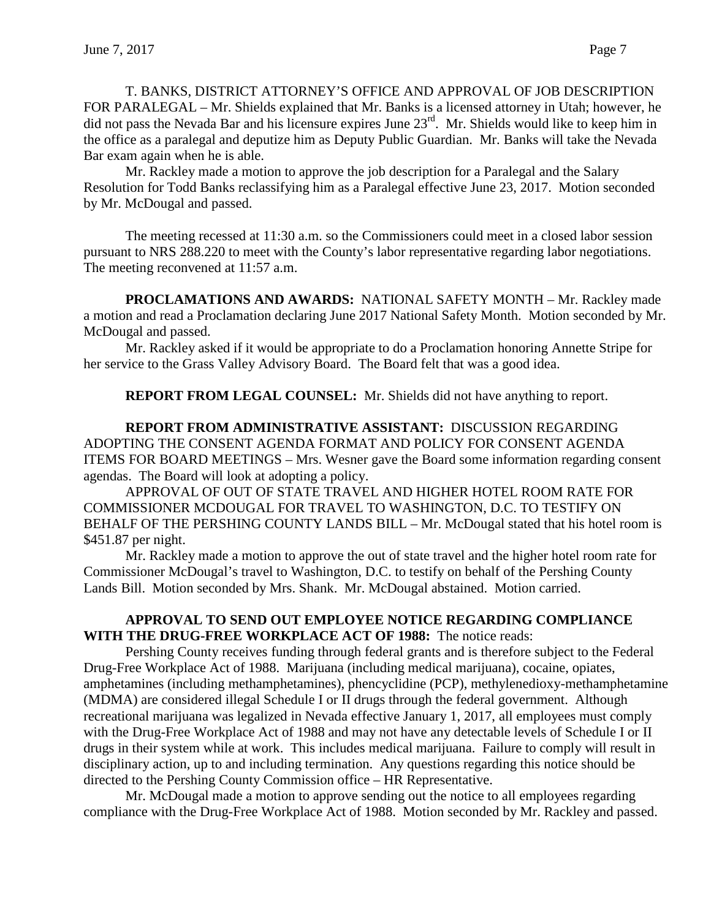T. BANKS, DISTRICT ATTORNEY'S OFFICE AND APPROVAL OF JOB DESCRIPTION FOR PARALEGAL – Mr. Shields explained that Mr. Banks is a licensed attorney in Utah; however, he did not pass the Nevada Bar and his licensure expires June 23rd. Mr. Shields would like to keep him in the office as a paralegal and deputize him as Deputy Public Guardian. Mr. Banks will take the Nevada Bar exam again when he is able.

Mr. Rackley made a motion to approve the job description for a Paralegal and the Salary Resolution for Todd Banks reclassifying him as a Paralegal effective June 23, 2017. Motion seconded by Mr. McDougal and passed.

The meeting recessed at 11:30 a.m. so the Commissioners could meet in a closed labor session pursuant to NRS 288.220 to meet with the County's labor representative regarding labor negotiations. The meeting reconvened at 11:57 a.m.

**PROCLAMATIONS AND AWARDS:** NATIONAL SAFETY MONTH – Mr. Rackley made a motion and read a Proclamation declaring June 2017 National Safety Month. Motion seconded by Mr. McDougal and passed.

Mr. Rackley asked if it would be appropriate to do a Proclamation honoring Annette Stripe for her service to the Grass Valley Advisory Board. The Board felt that was a good idea.

**REPORT FROM LEGAL COUNSEL:** Mr. Shields did not have anything to report.

**REPORT FROM ADMINISTRATIVE ASSISTANT:** DISCUSSION REGARDING ADOPTING THE CONSENT AGENDA FORMAT AND POLICY FOR CONSENT AGENDA ITEMS FOR BOARD MEETINGS – Mrs. Wesner gave the Board some information regarding consent agendas. The Board will look at adopting a policy.

APPROVAL OF OUT OF STATE TRAVEL AND HIGHER HOTEL ROOM RATE FOR COMMISSIONER MCDOUGAL FOR TRAVEL TO WASHINGTON, D.C. TO TESTIFY ON BEHALF OF THE PERSHING COUNTY LANDS BILL – Mr. McDougal stated that his hotel room is \$451.87 per night.

Mr. Rackley made a motion to approve the out of state travel and the higher hotel room rate for Commissioner McDougal's travel to Washington, D.C. to testify on behalf of the Pershing County Lands Bill. Motion seconded by Mrs. Shank. Mr. McDougal abstained. Motion carried.

**APPROVAL TO SEND OUT EMPLOYEE NOTICE REGARDING COMPLIANCE WITH THE DRUG-FREE WORKPLACE ACT OF 1988:** The notice reads:

Pershing County receives funding through federal grants and is therefore subject to the Federal Drug-Free Workplace Act of 1988. Marijuana (including medical marijuana), cocaine, opiates, amphetamines (including methamphetamines), phencyclidine (PCP), methylenedioxy-methamphetamine (MDMA) are considered illegal Schedule I or II drugs through the federal government. Although recreational marijuana was legalized in Nevada effective January 1, 2017, all employees must comply with the Drug-Free Workplace Act of 1988 and may not have any detectable levels of Schedule I or II drugs in their system while at work. This includes medical marijuana. Failure to comply will result in disciplinary action, up to and including termination. Any questions regarding this notice should be directed to the Pershing County Commission office – HR Representative.

Mr. McDougal made a motion to approve sending out the notice to all employees regarding compliance with the Drug-Free Workplace Act of 1988. Motion seconded by Mr. Rackley and passed.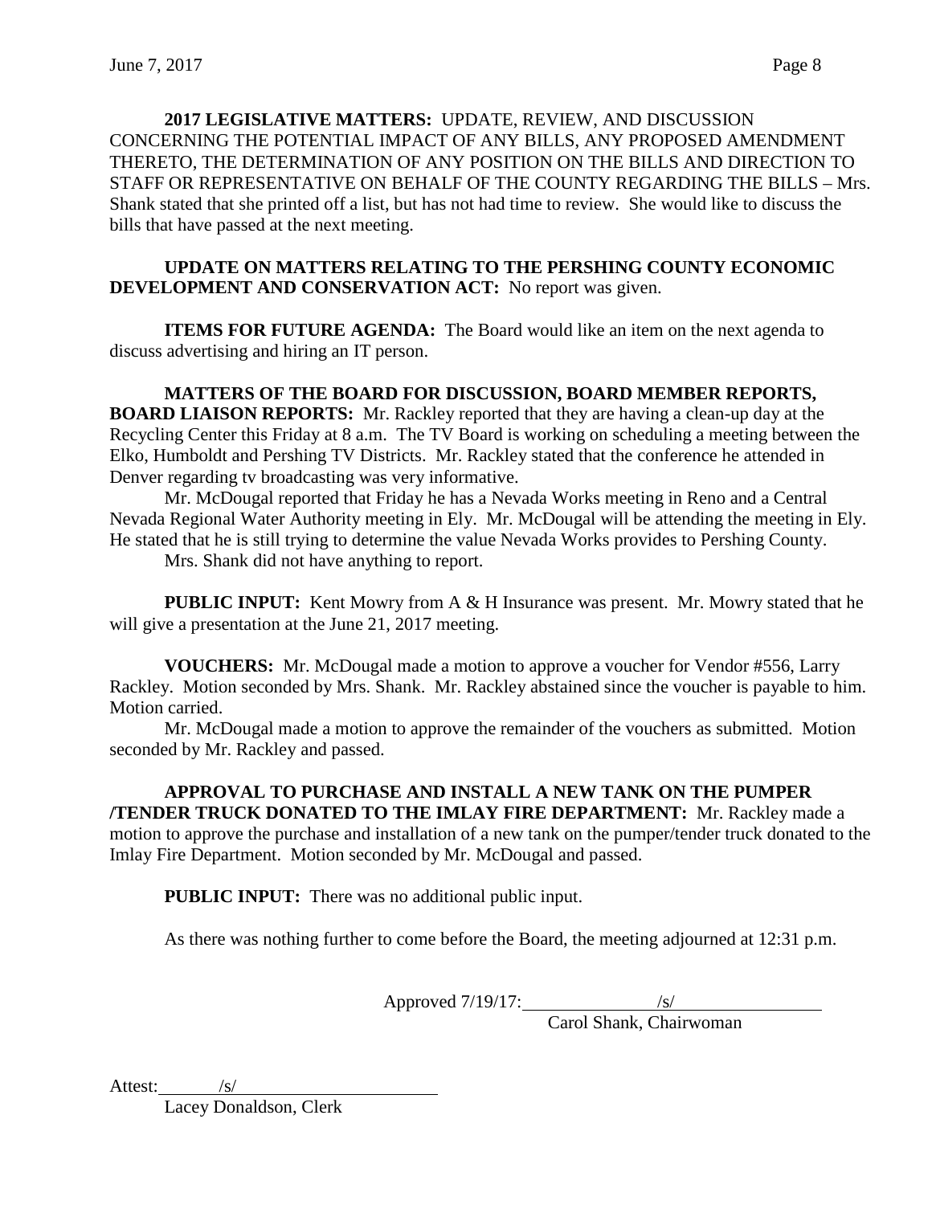**2017 LEGISLATIVE MATTERS:** UPDATE, REVIEW, AND DISCUSSION CONCERNING THE POTENTIAL IMPACT OF ANY BILLS, ANY PROPOSED AMENDMENT THERETO, THE DETERMINATION OF ANY POSITION ON THE BILLS AND DIRECTION TO STAFF OR REPRESENTATIVE ON BEHALF OF THE COUNTY REGARDING THE BILLS – Mrs. Shank stated that she printed off a list, but has not had time to review. She would like to discuss the bills that have passed at the next meeting.

**UPDATE ON MATTERS RELATING TO THE PERSHING COUNTY ECONOMIC DEVELOPMENT AND CONSERVATION ACT:** No report was given.

**ITEMS FOR FUTURE AGENDA:** The Board would like an item on the next agenda to discuss advertising and hiring an IT person.

**MATTERS OF THE BOARD FOR DISCUSSION, BOARD MEMBER REPORTS, BOARD LIAISON REPORTS:** Mr. Rackley reported that they are having a clean-up day at the Recycling Center this Friday at 8 a.m. The TV Board is working on scheduling a meeting between the Elko, Humboldt and Pershing TV Districts. Mr. Rackley stated that the conference he attended in Denver regarding tv broadcasting was very informative.

Mr. McDougal reported that Friday he has a Nevada Works meeting in Reno and a Central Nevada Regional Water Authority meeting in Ely. Mr. McDougal will be attending the meeting in Ely. He stated that he is still trying to determine the value Nevada Works provides to Pershing County.

Mrs. Shank did not have anything to report.

**PUBLIC INPUT:** Kent Mowry from A & H Insurance was present. Mr. Mowry stated that he will give a presentation at the June 21, 2017 meeting.

**VOUCHERS:** Mr. McDougal made a motion to approve a voucher for Vendor #556, Larry Rackley. Motion seconded by Mrs. Shank. Mr. Rackley abstained since the voucher is payable to him. Motion carried.

Mr. McDougal made a motion to approve the remainder of the vouchers as submitted. Motion seconded by Mr. Rackley and passed.

**APPROVAL TO PURCHASE AND INSTALL A NEW TANK ON THE PUMPER /TENDER TRUCK DONATED TO THE IMLAY FIRE DEPARTMENT:** Mr. Rackley made a motion to approve the purchase and installation of a new tank on the pumper/tender truck donated to the Imlay Fire Department. Motion seconded by Mr. McDougal and passed.

**PUBLIC INPUT:** There was no additional public input.

As there was nothing further to come before the Board, the meeting adjourned at 12:31 p.m.

Approved 7/19/17: /s/

Carol Shank, Chairwoman

Attest: /s/

Lacey Donaldson, Clerk